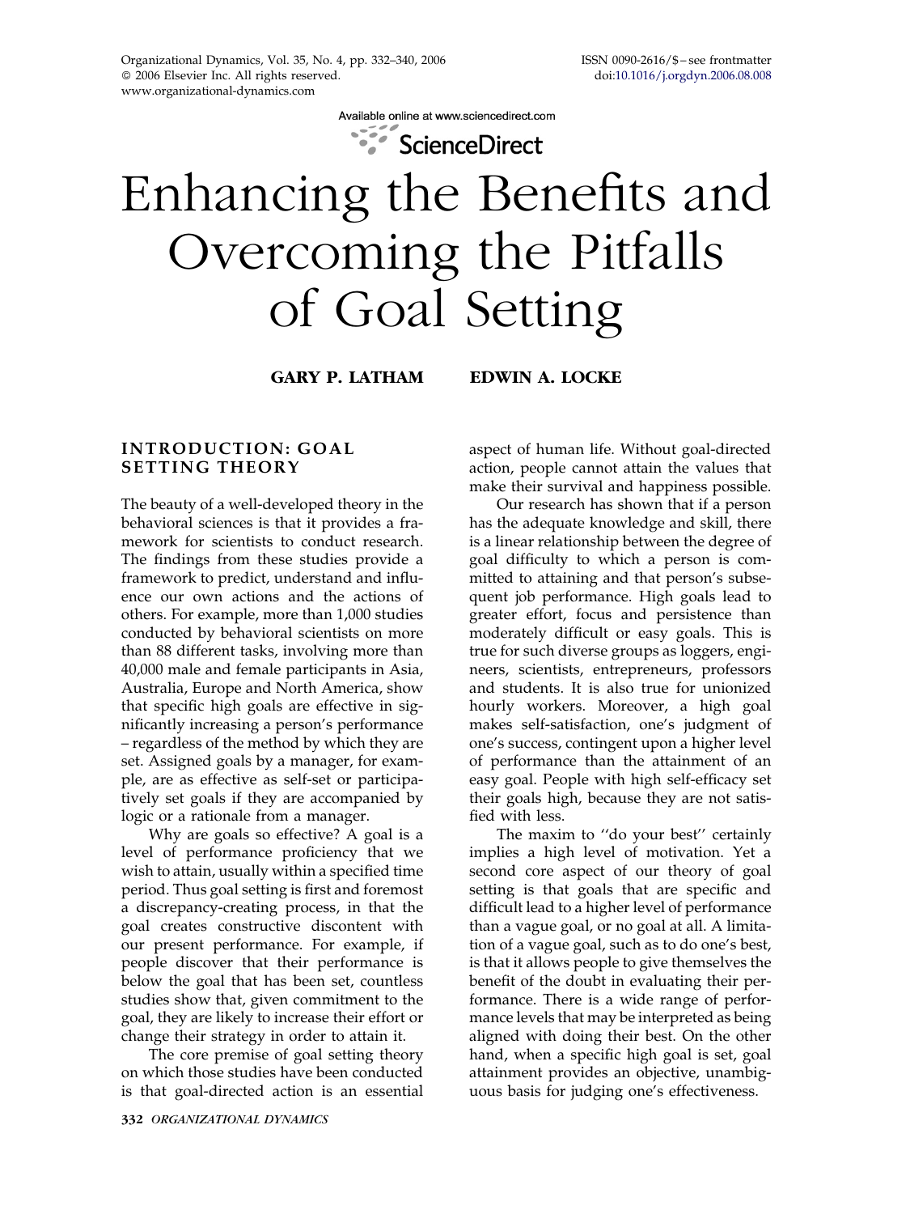# Enhancing the Benefits and Overcoming the Pitfalls of Goal Setting

**GARY P. LATHAM EDWIN A. LOCKE**

## INTRODUCTION: GOAL SETTING THEORY

The beauty of a well-developed theory in the behavioral sciences is that it provides a framework for scientists to conduct research. The findings from these studies provide a framework to predict, understand and influence our own actions and the actions of others. For example, more than 1,000 studies conducted by behavioral scientists on more than 88 different tasks, involving more than 40,000 male and female participants in Asia, Australia, Europe and North America, show that specific high goals are effective in significantly increasing a person's performance – regardless of the method by which they are set. Assigned goals by a manager, for example, are as effective as self-set or participatively set goals if they are accompanied by logic or a rationale from a manager.

Why are goals so effective? A goal is a level of performance proficiency that we wish to attain, usually within a specified time period. Thus goal setting is first and foremost a discrepancy-creating process, in that the goal creates constructive discontent with our present performance. For example, if people discover that their performance is below the goal that has been set, countless studies show that, given commitment to the goal, they are likely to increase their effort or change their strategy in order to attain it.

The core premise of goal setting theory on which those studies have been conducted is that goal-directed action is an essential aspect of human life. Without goal-directed action, people cannot attain the values that make their survival and happiness possible.

Our research has shown that if a person has the adequate knowledge and skill, there is a linear relationship between the degree of goal difficulty to which a person is committed to attaining and that person's subsequent job performance. High goals lead to greater effort, focus and persistence than moderately difficult or easy goals. This is true for such diverse groups as loggers, engineers, scientists, entrepreneurs, professors and students. It is also true for unionized hourly workers. Moreover, a high goal makes self-satisfaction, one's judgment of one's success, contingent upon a higher level of performance than the attainment of an easy goal. People with high self-efficacy set their goals high, because they are not satisfied with less.

The maxim to ''do your best'' certainly implies a high level of motivation. Yet a second core aspect of our theory of goal setting is that goals that are specific and difficult lead to a higher level of performance than a vague goal, or no goal at all. A limitation of a vague goal, such as to do one's best, is that it allows people to give themselves the benefit of the doubt in evaluating their performance. There is a wide range of performance levels that may be interpreted as being aligned with doing their best. On the other hand, when a specific high goal is set, goal attainment provides an objective, unambiguous basis for judging one's effectiveness.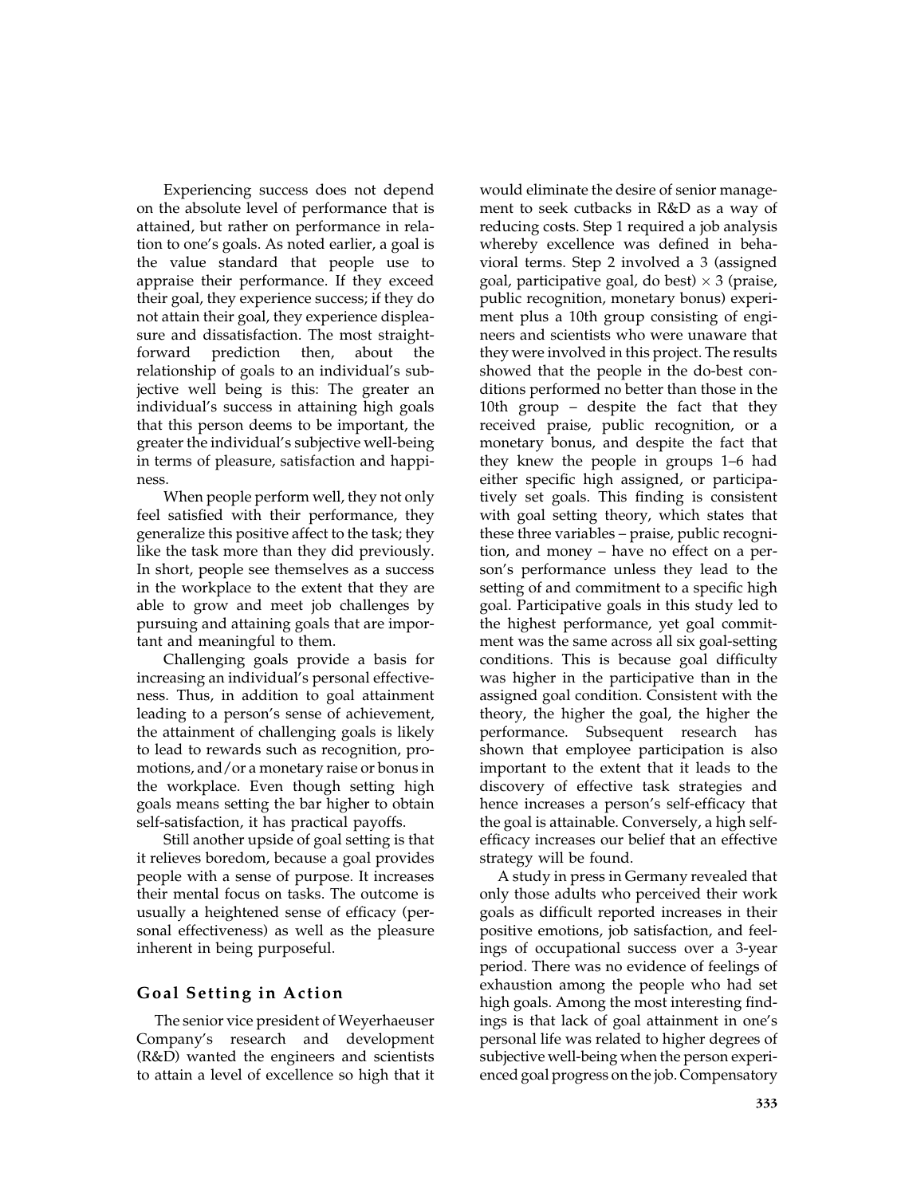Experiencing success does not depend on the absolute level of performance that is attained, but rather on performance in relation to one's goals. As noted earlier, a goal is the value standard that people use to appraise their performance. If they exceed their goal, they experience success; if they do not attain their goal, they experience displeasure and dissatisfaction. The most straightforward prediction then, about the relationship of goals to an individual's subjective well being is this: The greater an individual's success in attaining high goals that this person deems to be important, the greater the individual's subjective well-being in terms of pleasure, satisfaction and happiness.

When people perform well, they not only feel satisfied with their performance, they generalize this positive affect to the task; they like the task more than they did previously. In short, people see themselves as a success in the workplace to the extent that they are able to grow and meet job challenges by pursuing and attaining goals that are important and meaningful to them.

Challenging goals provide a basis for increasing an individual's personal effectiveness. Thus, in addition to goal attainment leading to a person's sense of achievement, the attainment of challenging goals is likely to lead to rewards such as recognition, promotions, and/or a monetary raise or bonus in the workplace. Even though setting high goals means setting the bar higher to obtain self-satisfaction, it has practical payoffs.

Still another upside of goal setting is that it relieves boredom, because a goal provides people with a sense of purpose. It increases their mental focus on tasks. The outcome is usually a heightened sense of efficacy (personal effectiveness) as well as the pleasure inherent in being purposeful.

## Goal Setting in Action

The senior vice president of Weyerhaeuser Company's research and development (R&D) wanted the engineers and scientists to attain a level of excellence so high that it would eliminate the desire of senior management to seek cutbacks in R&D as a way of reducing costs. Step 1 required a job analysis whereby excellence was defined in behavioral terms. Step 2 involved a 3 (assigned goal, participative goal, do best) × 3 (praise, public recognition, monetary bonus) experiment plus a 10th group consisting of engineers and scientists who were unaware that they were involved in this project. The results showed that the people in the do-best conditions performed no better than those in the 10th group – despite the fact that they received praise, public recognition, or a monetary bonus, and despite the fact that they knew the people in groups 1–6 had either specific high assigned, or participatively set goals. This finding is consistent with goal setting theory, which states that these three variables – praise, public recognition, and money – have no effect on a person's performance unless they lead to the setting of and commitment to a specific high goal. Participative goals in this study led to the highest performance, yet goal commitment was the same across all six goal-setting conditions. This is because goal difficulty was higher in the participative than in the assigned goal condition. Consistent with the theory, the higher the goal, the higher the performance. Subsequent research has shown that employee participation is also important to the extent that it leads to the discovery of effective task strategies and hence increases a person's self-efficacy that the goal is attainable. Conversely, a high self-efficacy increases our belief that an effective strategy will be found.

A study in press in Germany revealed that only those adults who perceived their work goals as difficult reported increases in their positive emotions, job satisfaction, and feelings of occupational success over a 3-year period. There was no evidence of feelings of exhaustion among the people who had set high goals. Among the most interesting findings is that lack of goal attainment in one's personal life was related to higher degrees of subjective well-being when the person experienced goal progress on the job. Compensatory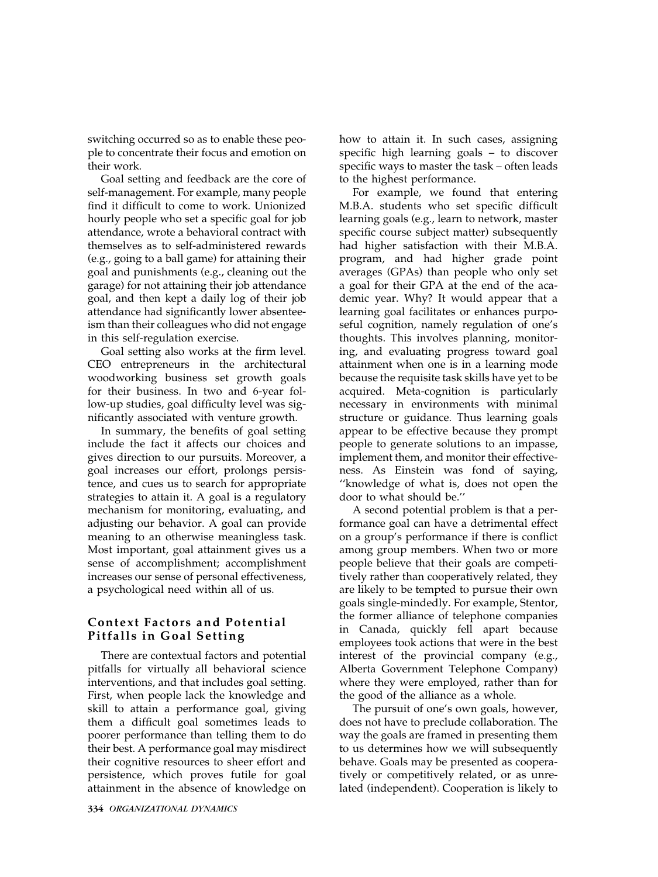switching occurred so as to enable these people to concentrate their focus and emotion on their work.

Goal setting and feedback are the core of self-management. For example, many people find it difficult to come to work. Unionized hourly people who set a specific goal for job attendance, wrote a behavioral contract with themselves as to self-administered rewards (e.g., going to a ball game) for attaining their goal and punishments (e.g., cleaning out the garage) for not attaining their job attendance goal, and then kept a daily log of their job attendance had significantly lower absenteeism than their colleagues who did not engage in this self-regulation exercise.

Goal setting also works at the firm level. CEO entrepreneurs in the architectural woodworking business set growth goals for their business. In two and 6-year follow-up studies, goal difficulty level was significantly associated with venture growth.

In summary, the benefits of goal setting include the fact it affects our choices and gives direction to our pursuits. Moreover, a goal increases our effort, prolongs persistence, and cues us to search for appropriate strategies to attain it. A goal is a regulatory mechanism for monitoring, evaluating, and adjusting our behavior. A goal can provide meaning to an otherwise meaningless task. Most important, goal attainment gives us a sense of accomplishment; accomplishment increases our sense of personal effectiveness, a psychological need within all of us.

## Context Factors and Potential Pitfalls in Goal Setting

There are contextual factors and potential pitfalls for virtually all behavioral science interventions, and that includes goal setting. First, when people lack the knowledge and skill to attain a performance goal, giving them a difficult goal sometimes leads to poorer performance than telling them to do their best. A performance goal may misdirect their cognitive resources to sheer effort and persistence, which proves futile for goal attainment in the absence of knowledge on how to attain it. In such cases, assigning specific high learning goals – to discover specific ways to master the task – often leads to the highest performance.

For example, we found that entering M.B.A. students who set specific difficult learning goals (e.g., learn to network, master specific course subject matter) subsequently had higher satisfaction with their M.B.A. program, and had higher grade point averages (GPAs) than people who only set a goal for their GPA at the end of the academic year. Why? It would appear that a learning goal facilitates or enhances purposeful cognition, namely regulation of one's thoughts. This involves planning, monitoring, and evaluating progress toward goal attainment when one is in a learning mode because the requisite task skills have yet to be acquired. Meta-cognition is particularly necessary in environments with minimal structure or guidance. Thus learning goals appear to be effective because they prompt people to generate solutions to an impasse, implement them, and monitor their effectiveness. As Einstein was fond of saying, ''knowledge of what is, does not open the door to what should be.''

A second potential problem is that a performance goal can have a detrimental effect on a group's performance if there is conflict among group members. When two or more people believe that their goals are competitively rather than cooperatively related, they are likely to be tempted to pursue their own goals single-mindedly. For example, Stentor, the former alliance of telephone companies in Canada, quickly fell apart because employees took actions that were in the best interest of the provincial company (e.g., Alberta Government Telephone Company) where they were employed, rather than for the good of the alliance as a whole.

The pursuit of one's own goals, however, does not have to preclude collaboration. The way the goals are framed in presenting them to us determines how we will subsequently behave. Goals may be presented as cooperatively or competitively related, or as unrelated (independent). Cooperation is likely to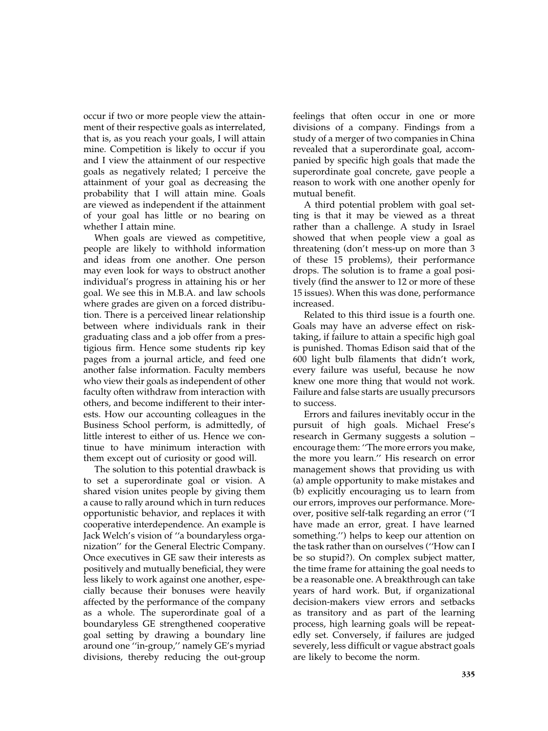occur if two or more people view the attainment of their respective goals as interrelated, that is, as you reach your goals, I will attain mine. Competition is likely to occur if you and I view the attainment of our respective goals as negatively related; I perceive the attainment of your goal as decreasing the probability that I will attain mine. Goals are viewed as independent if the attainment of your goal has little or no bearing on whether I attain mine.

When goals are viewed as competitive, people are likely to withhold information and ideas from one another. One person may even look for ways to obstruct another individual's progress in attaining his or her goal. We see this in M.B.A. and law schools where grades are given on a forced distribution. There is a perceived linear relationship between where individuals rank in their graduating class and a job offer from a prestigious firm. Hence some students rip key pages from a journal article, and feed one another false information. Faculty members who view their goals as independent of other faculty often withdraw from interaction with others, and become indifferent to their interests. How our accounting colleagues in the Business School perform, is admittedly, of little interest to either of us. Hence we continue to have minimum interaction with them except out of curiosity or good will.

The solution to this potential drawback is to set a superordinate goal or vision. A shared vision unites people by giving them a cause to rally around which in turn reduces opportunistic behavior, and replaces it with cooperative interdependence. An example is Jack Welch's vision of ''a boundaryless organization'' for the General Electric Company. Once executives in GE saw their interests as positively and mutually beneficial, they were less likely to work against one another, especially because their bonuses were heavily affected by the performance of the company as a whole. The superordinate goal of a boundaryless GE strengthened cooperative goal setting by drawing a boundary line around one ''in-group,'' namely GE's myriad divisions, thereby reducing the out-group feelings that often occur in one or more divisions of a company. Findings from a study of a merger of two companies in China revealed that a superordinate goal, accompanied by specific high goals that made the superordinate goal concrete, gave people a reason to work with one another openly for mutual benefit.

A third potential problem with goal setting is that it may be viewed as a threat rather than a challenge. A study in Israel showed that when people view a goal as threatening (don't mess-up on more than 3 of these 15 problems), their performance drops. The solution is to frame a goal positively (find the answer to 12 or more of these 15 issues). When this was done, performance increased.

Related to this third issue is a fourth one. Goals may have an adverse effect on risk-taking, if failure to attain a specific high goal is punished. Thomas Edison said that of the 600 light bulb filaments that didn't work, every failure was useful, because he now knew one more thing that would not work. Failure and false starts are usually precursors to success.

Errors and failures inevitably occur in the pursuit of high goals. Michael Frese's research in Germany suggests a solution – encourage them: ''The more errors you make, the more you learn.'' His research on error management shows that providing us with (a) ample opportunity to make mistakes and (b) explicitly encouraging us to learn from our errors, improves our performance. Moreover, positive self-talk regarding an error (''I have made an error, great. I have learned something.'') helps to keep our attention on the task rather than on ourselves (''How can I be so stupid?). On complex subject matter, the time frame for attaining the goal needs to be a reasonable one. A breakthrough can take years of hard work. But, if organizational decision-makers view errors and setbacks as transitory and as part of the learning process, high learning goals will be repeatedly set. Conversely, if failures are judged severely, less difficult or vague abstract goals are likely to become the norm.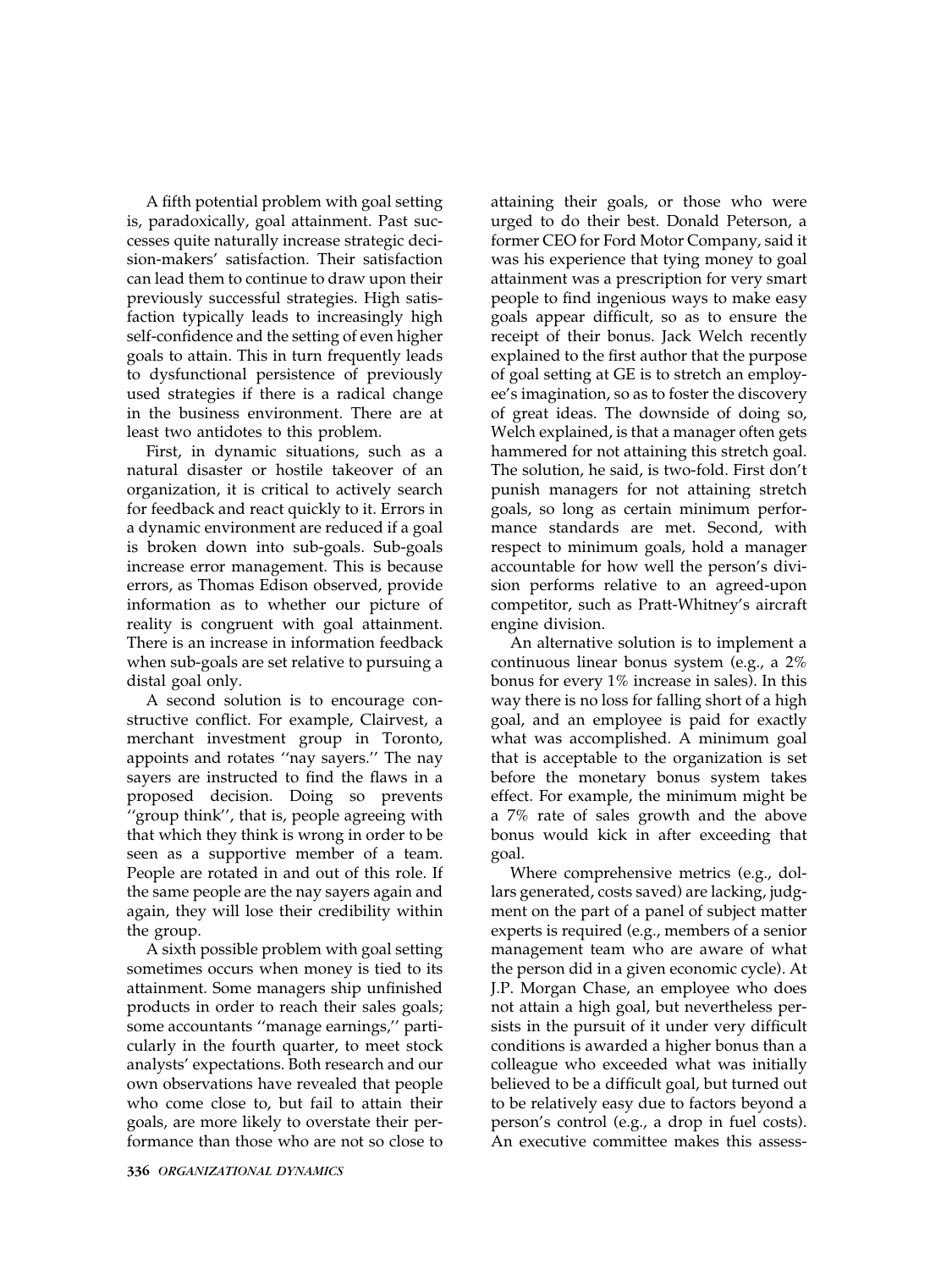A fifth potential problem with goal setting is, paradoxically, goal attainment. Past successes quite naturally increase strategic decision-makers' satisfaction. Their satisfaction can lead them to continue to draw upon their previously successful strategies. High satisfaction typically leads to increasingly high self-confidence and the setting of even higher goals to attain. This in turn frequently leads to dysfunctional persistence of previously used strategies if there is a radical change in the business environment. There are at least two antidotes to this problem.

First, in dynamic situations, such as a natural disaster or hostile takeover of an organization, it is critical to actively search for feedback and react quickly to it. Errors in a dynamic environment are reduced if a goal is broken down into sub-goals. Sub-goals increase error management. This is because errors, as Thomas Edison observed, provide information as to whether our picture of reality is congruent with goal attainment. There is an increase in information feedback when sub-goals are set relative to pursuing a distal goal only.

A second solution is to encourage constructive conflict. For example, Clairvest, a merchant investment group in Toronto, appoints and rotates ''nay sayers.'' The nay sayers are instructed to find the flaws in a proposed decision. Doing so prevents ''group think'', that is, people agreeing with that which they think is wrong in order to be seen as a supportive member of a team. People are rotated in and out of this role. If the same people are the nay sayers again and again, they will lose their credibility within the group.

A sixth possible problem with goal setting sometimes occurs when money is tied to its attainment. Some managers ship unfinished products in order to reach their sales goals; some accountants ''manage earnings,'' particularly in the fourth quarter, to meet stock analysts' expectations. Both research and our own observations have revealed that people who come close to, but fail to attain their goals, are more likely to overstate their performance than those who are not so close to attaining their goals, or those who were urged to do their best. Donald Peterson, a former CEO for Ford Motor Company, said it was his experience that tying money to goal attainment was a prescription for very smart people to find ingenious ways to make easy goals appear difficult, so as to ensure the receipt of their bonus. Jack Welch recently explained to the first author that the purpose of goal setting at GE is to stretch an employee's imagination, so as to foster the discovery of great ideas. The downside of doing so, Welch explained, is that a manager often gets hammered for not attaining this stretch goal. The solution, he said, is two-fold. First don't punish managers for not attaining stretch goals, so long as certain minimum performance standards are met. Second, with respect to minimum goals, hold a manager accountable for how well the person's division performs relative to an agreed-upon competitor, such as Pratt-Whitney's aircraft engine division.

An alternative solution is to implement a continuous linear bonus system (e.g., a 2% bonus for every 1% increase in sales). In this way there is no loss for falling short of a high goal, and an employee is paid for exactly what was accomplished. A minimum goal that is acceptable to the organization is set before the monetary bonus system takes effect. For example, the minimum might be a 7% rate of sales growth and the above bonus would kick in after exceeding that goal.

Where comprehensive metrics (e.g., dollars generated, costs saved) are lacking, judgment on the part of a panel of subject matter experts is required (e.g., members of a senior management team who are aware of what the person did in a given economic cycle). At J.P. Morgan Chase, an employee who does not attain a high goal, but nevertheless persists in the pursuit of it under very difficult conditions is awarded a higher bonus than a colleague who exceeded what was initially believed to be a difficult goal, but turned out to be relatively easy due to factors beyond a person's control (e.g., a drop in fuel costs). An executive committee makes this assess-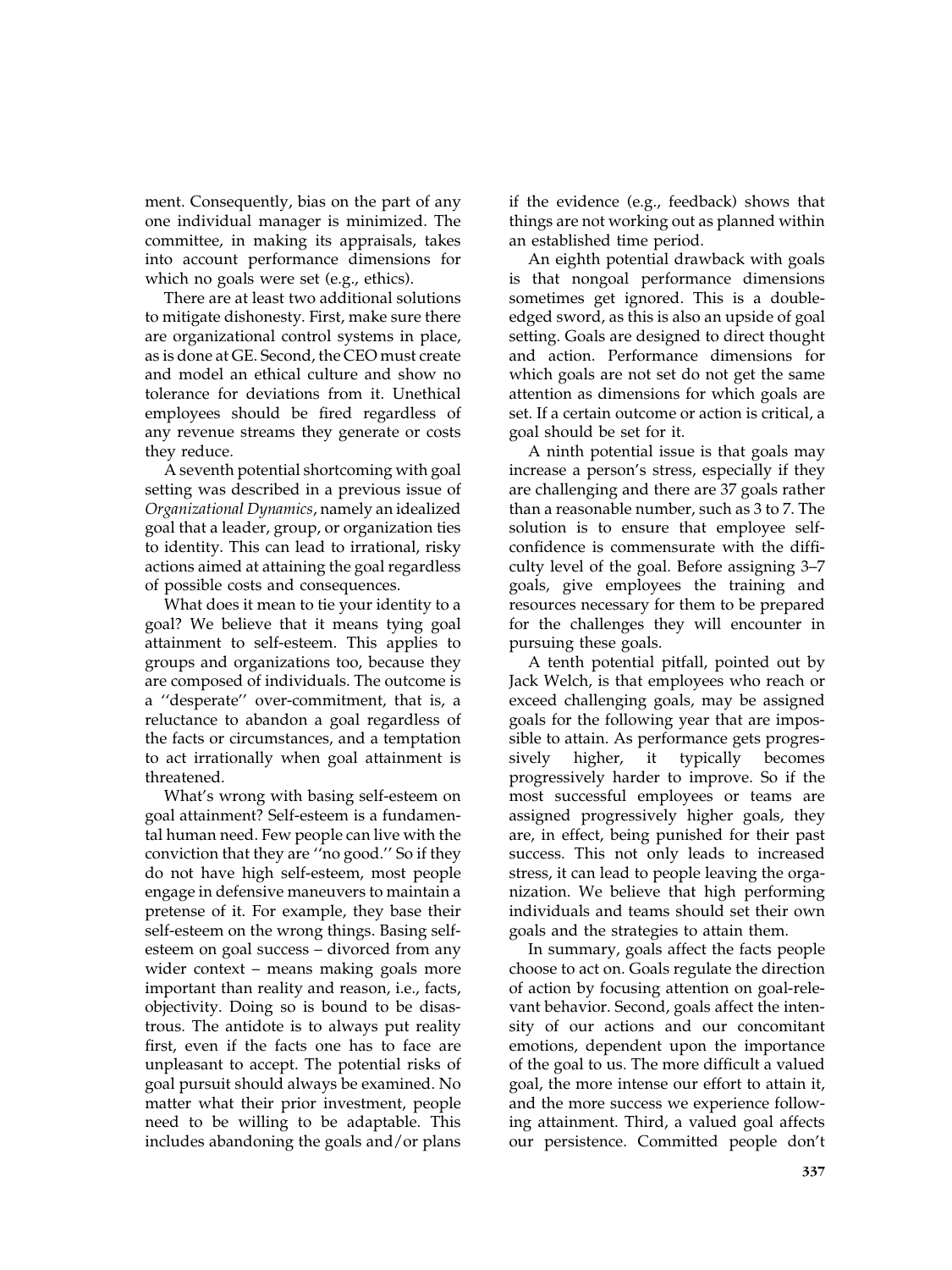ment. Consequently, bias on the part of any one individual manager is minimized. The committee, in making its appraisals, takes into account performance dimensions for which no goals were set (e.g., ethics).

There are at least two additional solutions to mitigate dishonesty. First, make sure there are organizational control systems in place, as is done at GE. Second, the CEO must create and model an ethical culture and show no tolerance for deviations from it. Unethical employees should be fired regardless of any revenue streams they generate or costs they reduce.

A seventh potential shortcoming with goal setting was described in a previous issue of *Organizational Dynamics*, namely an idealized goal that a leader, group, or organization ties to identity. This can lead to irrational, risky actions aimed at attaining the goal regardless of possible costs and consequences.

What does it mean to tie your identity to a goal? We believe that it means tying goal attainment to self-esteem. This applies to groups and organizations too, because they are composed of individuals. The outcome is a ''desperate'' over-commitment, that is, a reluctance to abandon a goal regardless of the facts or circumstances, and a temptation to act irrationally when goal attainment is threatened.

What's wrong with basing self-esteem on goal attainment? Self-esteem is a fundamental human need. Few people can live with the conviction that they are ''no good.'' So if they do not have high self-esteem, most people engage in defensive maneuvers to maintain a pretense of it. For example, they base their self-esteem on the wrong things. Basing self-esteem on goal success – divorced from any wider context – means making goals more important than reality and reason, i.e., facts, objectivity. Doing so is bound to be disastrous. The antidote is to always put reality first, even if the facts one has to face are unpleasant to accept. The potential risks of goal pursuit should always be examined. No matter what their prior investment, people need to be willing to be adaptable. This includes abandoning the goals and/or plans if the evidence (e.g., feedback) shows that things are not working out as planned within an established time period.

An eighth potential drawback with goals is that nongoal performance dimensions sometimes get ignored. This is a double-edged sword, as this is also an upside of goal setting. Goals are designed to direct thought and action. Performance dimensions for which goals are not set do not get the same attention as dimensions for which goals are set. If a certain outcome or action is critical, a goal should be set for it.

A ninth potential issue is that goals may increase a person's stress, especially if they are challenging and there are 37 goals rather than a reasonable number, such as 3 to 7. The solution is to ensure that employee self-confidence is commensurate with the difficulty level of the goal. Before assigning 3–7 goals, give employees the training and resources necessary for them to be prepared for the challenges they will encounter in pursuing these goals.

A tenth potential pitfall, pointed out by Jack Welch, is that employees who reach or exceed challenging goals, may be assigned goals for the following year that are impossible to attain. As performance gets progressively higher, it typically becomes progressively harder to improve. So if the most successful employees or teams are assigned progressively higher goals, they are, in effect, being punished for their past success. This not only leads to increased stress, it can lead to people leaving the organization. We believe that high performing individuals and teams should set their own goals and the strategies to attain them.

In summary, goals affect the facts people choose to act on. Goals regulate the direction of action by focusing attention on goal-relevant behavior. Second, goals affect the intensity of our actions and our concomitant emotions, dependent upon the importance of the goal to us. The more difficult a valued goal, the more intense our effort to attain it, and the more success we experience following attainment. Third, a valued goal affects our persistence. Committed people don't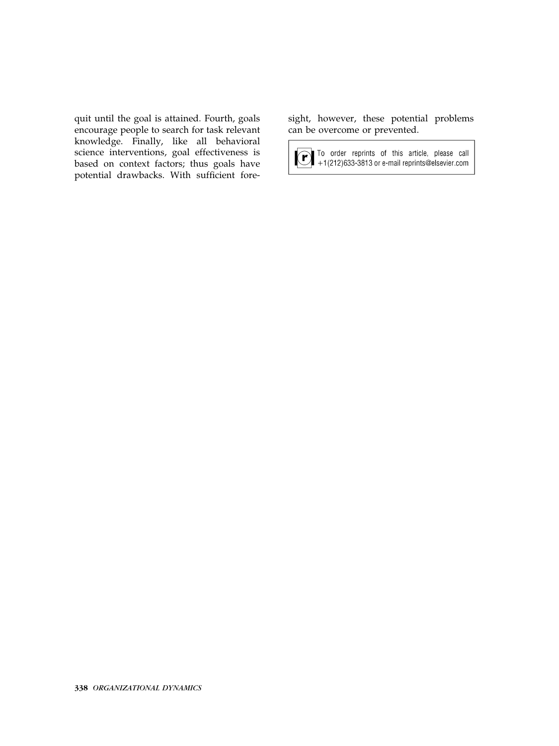quit until the goal is attained. Fourth, goals encourage people to search for task relevant knowledge. Finally, like all behavioral science interventions, goal effectiveness is based on context factors; thus goals have potential drawbacks. With sufficient foresight, however, these potential problems can be overcome or prevented.

To order reprints of this article, please call +1(212)633-3813 or e-mail reprints@elsevier.com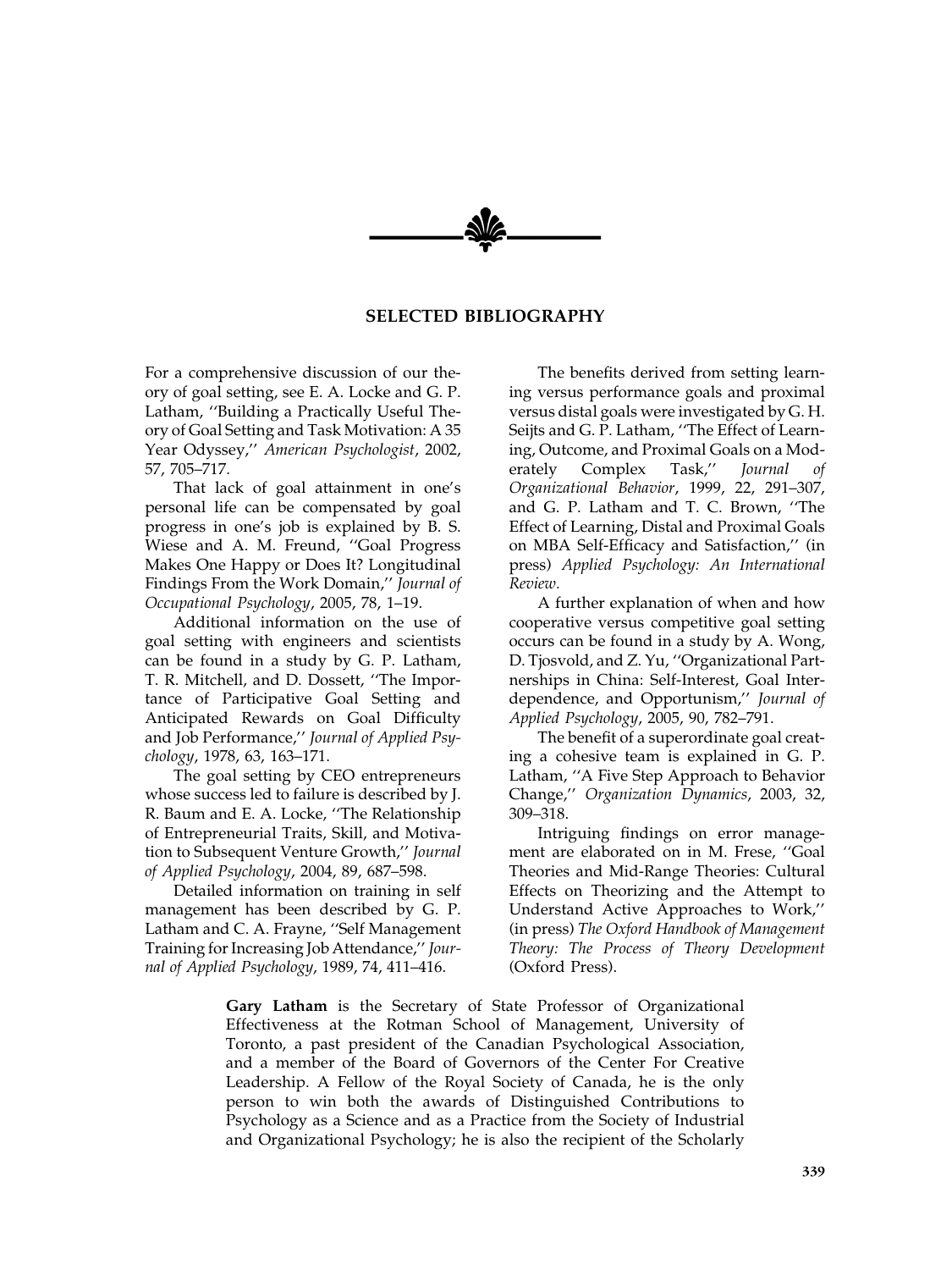## SELECTED BIBLIOGRAPHY

For a comprehensive discussion of our theory of goal setting, see E. A. Locke and G. P. Latham, ''Building a Practically Useful Theory of Goal Setting and Task Motivation: A 35 Year Odyssey,'' *American Psychologist*, 2002, 57, 705–717.

That lack of goal attainment in one's personal life can be compensated by goal progress in one's job is explained by B. S. Wiese and A. M. Freund, ''Goal Progress Makes One Happy or Does It? Longitudinal Findings From the Work Domain,'' *Journal of Occupational Psychology*, 2005, 78, 1–19.

Additional information on the use of goal setting with engineers and scientists can be found in a study by G. P. Latham, T. R. Mitchell, and D. Dossett, ''The Importance of Participative Goal Setting and Anticipated Rewards on Goal Difficulty and Job Performance,'' *Journal of Applied Psychology*, 1978, 63, 163–171.

The goal setting by CEO entrepreneurs whose success led to failure is described by J. R. Baum and E. A. Locke, ''The Relationship of Entrepreneurial Traits, Skill, and Motivation to Subsequent Venture Growth,'' *Journal of Applied Psychology*, 2004, 89, 687–598.

Detailed information on training in self management has been described by G. P. Latham and C. A. Frayne, ''Self Management Training for Increasing Job Attendance,'' *Journal of Applied Psychology*, 1989, 74, 411–416.

The benefits derived from setting learning versus performance goals and proximal versus distal goals were investigated by G. H. Seijts and G. P. Latham, ''The Effect of Learning, Outcome, and Proximal Goals on a Moderately Complex Task,'' *Journal of Organizational Behavior*, 1999, 22, 291–307, and G. P. Latham and T. C. Brown, ''The Effect of Learning, Distal and Proximal Goals on MBA Self-Efficacy and Satisfaction,'' (in press) *Applied Psychology: An International Review*.

A further explanation of when and how cooperative versus competitive goal setting occurs can be found in a study by A. Wong, D. Tjosvold, and Z. Yu, ''Organizational Partnerships in China: Self-Interest, Goal Interdependence, and Opportunism,'' *Journal of Applied Psychology*, 2005, 90, 782–791.

The benefit of a superordinate goal creating a cohesive team is explained in G. P. Latham, ''A Five Step Approach to Behavior Change,'' *Organization Dynamics*, 2003, 32, 309–318.

Intriguing findings on error management are elaborated on in M. Frese, ''Goal Theories and Mid-Range Theories: Cultural Effects on Theorizing and the Attempt to Understand Active Approaches to Work,'' (in press) *The Oxford Handbook of Management Theory: The Process of Theory Development* (Oxford Press).

**Gary Latham** is the Secretary of State Professor of Organizational Effectiveness at the Rotman School of Management, University of Toronto, a past president of the Canadian Psychological Association, and a member of the Board of Governors of the Center For Creative Leadership. A Fellow of the Royal Society of Canada, he is the only person to win both the awards of Distinguished Contributions to Psychology as a Science and as a Practice from the Society of Industrial and Organizational Psychology; he is also the recipient of the Scholarly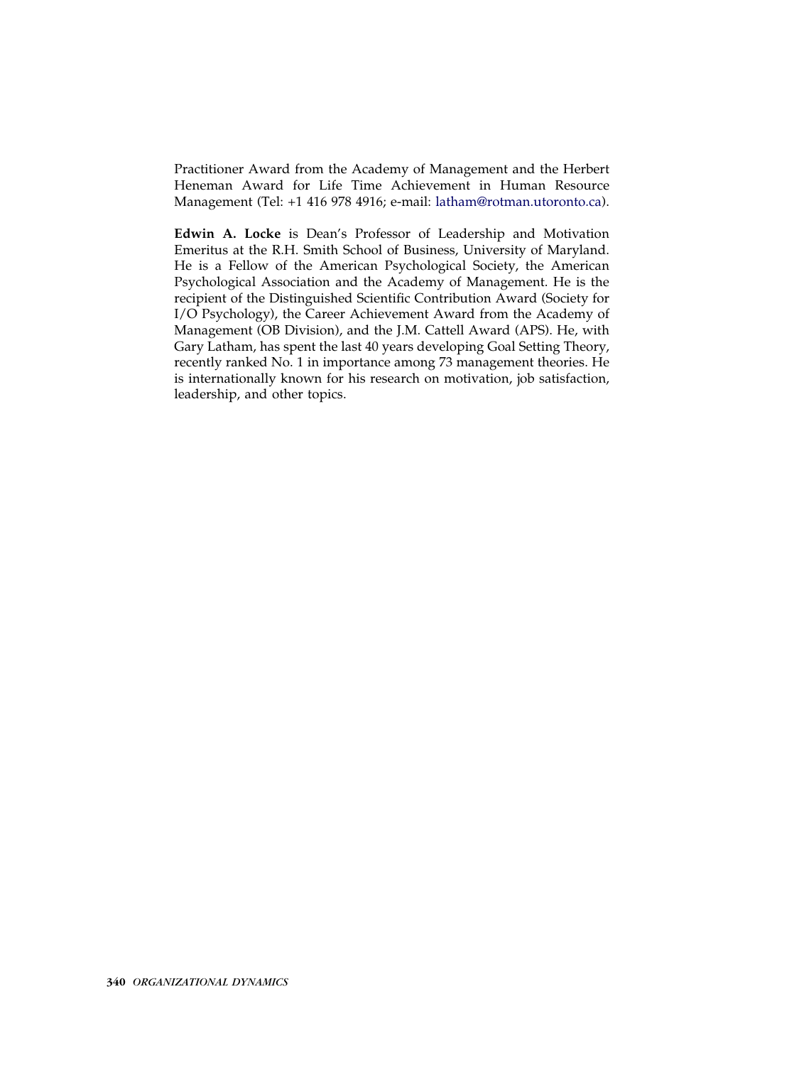Practitioner Award from the Academy of Management and the Herbert Heneman Award for Life Time Achievement in Human Resource Management (Tel: +1 416 978 4916; e-mail: latham@rotman.utoronto.ca).

**Edwin A. Locke** is Dean's Professor of Leadership and Motivation Emeritus at the R.H. Smith School of Business, University of Maryland. He is a Fellow of the American Psychological Society, the American Psychological Association and the Academy of Management. He is the recipient of the Distinguished Scientific Contribution Award (Society for I/O Psychology), the Career Achievement Award from the Academy of Management (OB Division), and the J.M. Cattell Award (APS). He, with Gary Latham, has spent the last 40 years developing Goal Setting Theory, recently ranked No. 1 in importance among 73 management theories. He is internationally known for his research on motivation, job satisfaction, leadership, and other topics.